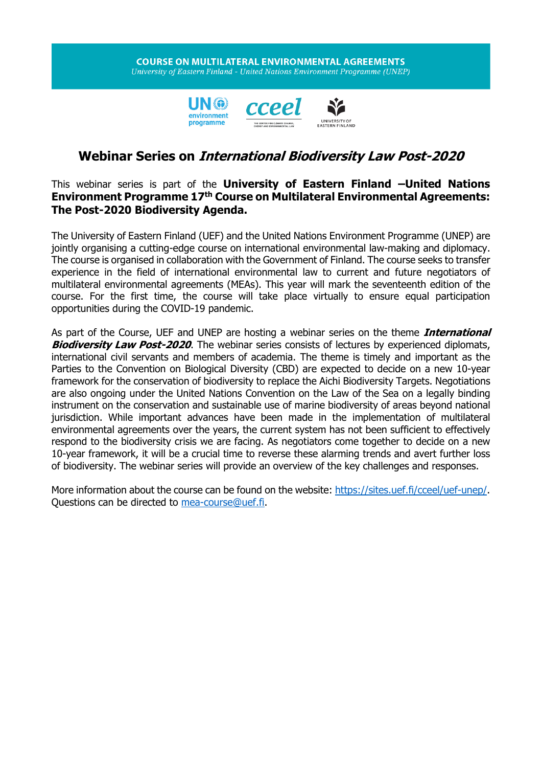**COURSE ON MULTILATERAL ENVIRONMENTAL AGREEMENTS**
*University of Eastern Finland - United Nations Environment Programme (UNEP)*

# Webinar Series on *International Biodiversity Law Post-2020*

This webinar series is part of the **University of Eastern Finland –United Nations Environment Programme 17th Course on Multilateral Environmental Agreements: The Post-2020 Biodiversity Agenda.**

The University of Eastern Finland (UEF) and the United Nations Environment Programme (UNEP) are jointly organising a cutting-edge course on international environmental law-making and diplomacy. The course is organised in collaboration with the Government of Finland. The course seeks to transfer experience in the field of international environmental law to current and future negotiators of multilateral environmental agreements (MEAs). This year will mark the seventeenth edition of the course. For the first time, the course will take place virtually to ensure equal participation opportunities during the COVID-19 pandemic.

As part of the Course, UEF and UNEP are hosting a webinar series on the theme ***International Biodiversity Law Post-2020***. The webinar series consists of lectures by experienced diplomats, international civil servants and members of academia. The theme is timely and important as the Parties to the Convention on Biological Diversity (CBD) are expected to decide on a new 10-year framework for the conservation of biodiversity to replace the Aichi Biodiversity Targets. Negotiations are also ongoing under the United Nations Convention on the Law of the Sea on a legally binding instrument on the conservation and sustainable use of marine biodiversity of areas beyond national jurisdiction. While important advances have been made in the implementation of multilateral environmental agreements over the years, the current system has not been sufficient to effectively respond to the biodiversity crisis we are facing. As negotiators come together to decide on a new 10-year framework, it will be a crucial time to reverse these alarming trends and avert further loss of biodiversity. The webinar series will provide an overview of the key challenges and responses.

More information about the course can be found on the website: https://sites.uef.fi/cceel/uef-unep/.
Questions can be directed to mea-course@uef.fi.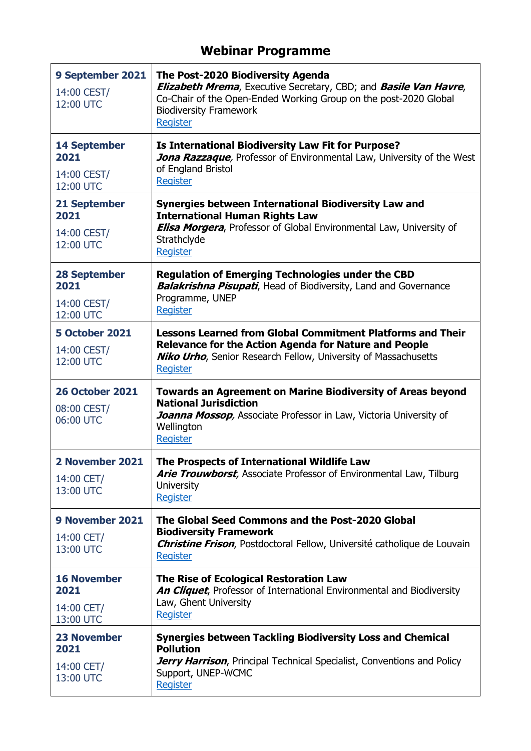# Webinar Programme

| | |
|---|---|
| **9 September 2021**<br>14:00 CEST/<br>12:00 UTC | **The Post-2020 Biodiversity Agenda**<br>***Elizabeth Mrema***, Executive Secretary, CBD; and ***Basile Van Havre***, Co-Chair of the Open-Ended Working Group on the post-2020 Global Biodiversity Framework<br>Register |
| **14 September 2021**<br>14:00 CEST/<br>12:00 UTC | **Is International Biodiversity Law Fit for Purpose?**<br>***Jona Razzaque,*** Professor of Environmental Law, University of the West of England Bristol<br>Register |
| **21 September 2021**<br>14:00 CEST/<br>12:00 UTC | **Synergies between International Biodiversity Law and International Human Rights Law**<br>***Elisa Morgera***, Professor of Global Environmental Law, University of Strathclyde<br>Register |
| **28 September 2021**<br>14:00 CEST/<br>12:00 UTC | **Regulation of Emerging Technologies under the CBD**<br>***Balakrishna Pisupati***, Head of Biodiversity, Land and Governance Programme, UNEP<br>Register |
| **5 October 2021**<br>14:00 CEST/<br>12:00 UTC | **Lessons Learned from Global Commitment Platforms and Their Relevance for the Action Agenda for Nature and People**<br>***Niko Urho***, Senior Research Fellow, University of Massachusetts<br>Register |
| **26 October 2021**<br>08:00 CEST/<br>06:00 UTC | **Towards an Agreement on Marine Biodiversity of Areas beyond National Jurisdiction**<br>***Joanna Mossop,*** Associate Professor in Law, Victoria University of Wellington<br>Register |
| **2 November 2021**<br>14:00 CET/<br>13:00 UTC | **The Prospects of International Wildlife Law**<br>***Arie Trouwborst,*** Associate Professor of Environmental Law, Tilburg University<br>Register |
| **9 November 2021**<br>14:00 CET/<br>13:00 UTC | **The Global Seed Commons and the Post-2020 Global Biodiversity Framework**<br>***Christine Frison***, Postdoctoral Fellow, Université catholique de Louvain<br>Register |
| **16 November 2021**<br>14:00 CET/<br>13:00 UTC | **The Rise of Ecological Restoration Law**<br>***An Cliquet***, Professor of International Environmental and Biodiversity Law, Ghent University<br>Register |
| **23 November 2021**<br>14:00 CET/<br>13:00 UTC | **Synergies between Tackling Biodiversity Loss and Chemical Pollution**<br>***Jerry Harrison***, Principal Technical Specialist, Conventions and Policy Support, UNEP-WCMC<br>Register |